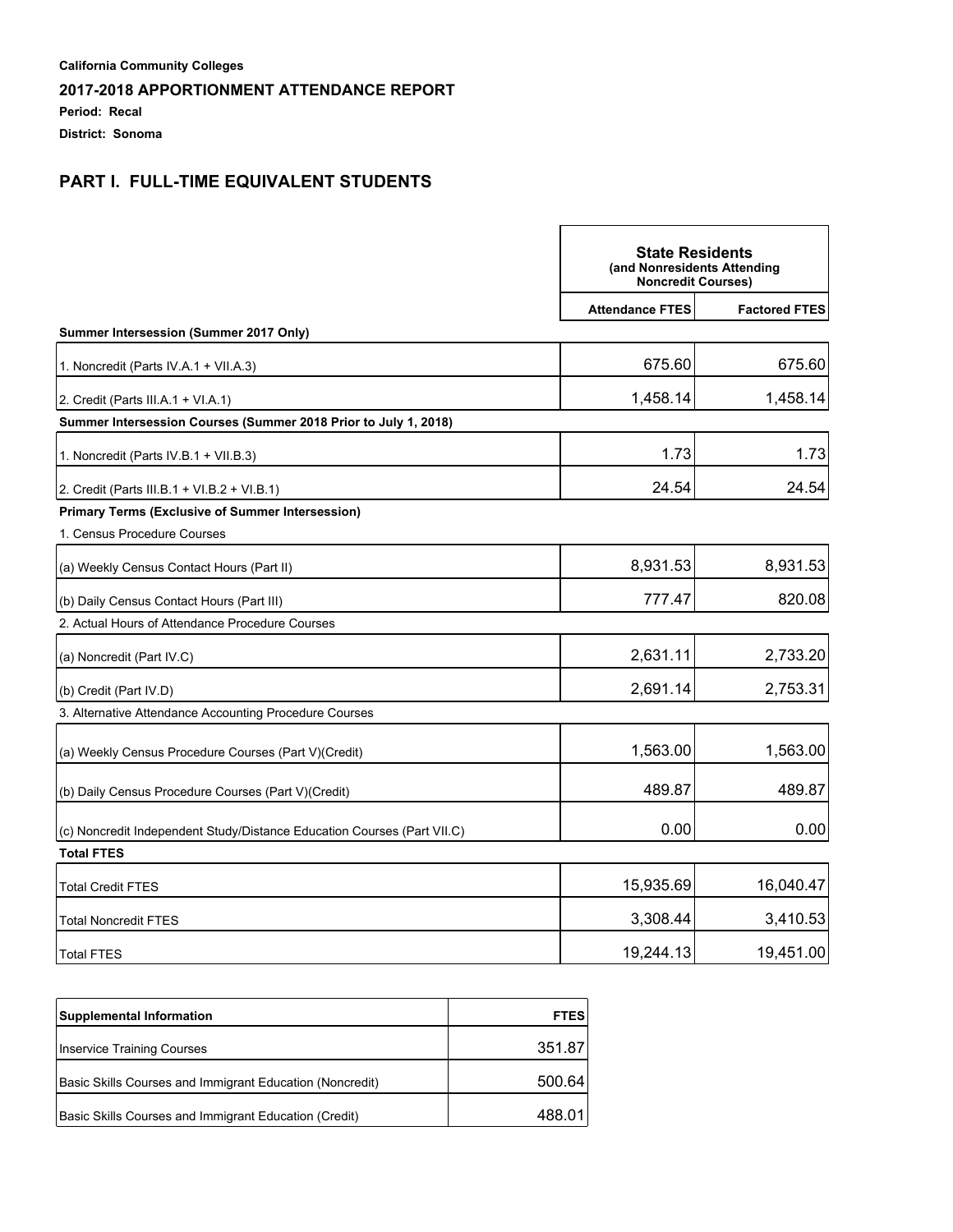**California Community Colleges**

## 2017-2018 APPORTIONMENT ATTENDANCE REPORT

**Period: Recal**

**District: Sonoma**

## PART I. FULL-TIME EQUIVALENT STUDENTS

| | State Residents (and Nonresidents Attending Noncredit Courses) | |
|---|---|---|
| | Attendance FTES | Factored FTES |
| **Summer Intersession (Summer 2017 Only)** | | |
| 1. Noncredit (Parts IV.A.1 + VII.A.3) | 675.60 | 675.60 |
| 2. Credit (Parts III.A.1 + VI.A.1) | 1,458.14 | 1,458.14 |
| **Summer Intersession Courses (Summer 2018 Prior to July 1, 2018)** | | |
| 1. Noncredit (Parts IV.B.1 + VII.B.3) | 1.73 | 1.73 |
| 2. Credit (Parts III.B.1 + VI.B.2 + VI.B.1) | 24.54 | 24.54 |
| **Primary Terms (Exclusive of Summer Intersession)** | | |
| 1. Census Procedure Courses | | |
| (a) Weekly Census Contact Hours (Part II) | 8,931.53 | 8,931.53 |
| (b) Daily Census Contact Hours (Part III) | 777.47 | 820.08 |
| 2. Actual Hours of Attendance Procedure Courses | | |
| (a) Noncredit (Part IV.C) | 2,631.11 | 2,733.20 |
| (b) Credit (Part IV.D) | 2,691.14 | 2,753.31 |
| 3. Alternative Attendance Accounting Procedure Courses | | |
| (a) Weekly Census Procedure Courses (Part V)(Credit) | 1,563.00 | 1,563.00 |
| (b) Daily Census Procedure Courses (Part V)(Credit) | 489.87 | 489.87 |
| (c) Noncredit Independent Study/Distance Education Courses (Part VII.C) | 0.00 | 0.00 |
| **Total FTES** | | |
| Total Credit FTES | 15,935.69 | 16,040.47 |
| Total Noncredit FTES | 3,308.44 | 3,410.53 |
| Total FTES | 19,244.13 | 19,451.00 |

| Supplemental Information | FTES |
|---|---|
| Inservice Training Courses | 351.87 |
| Basic Skills Courses and Immigrant Education (Noncredit) | 500.64 |
| Basic Skills Courses and Immigrant Education (Credit) | 488.01 |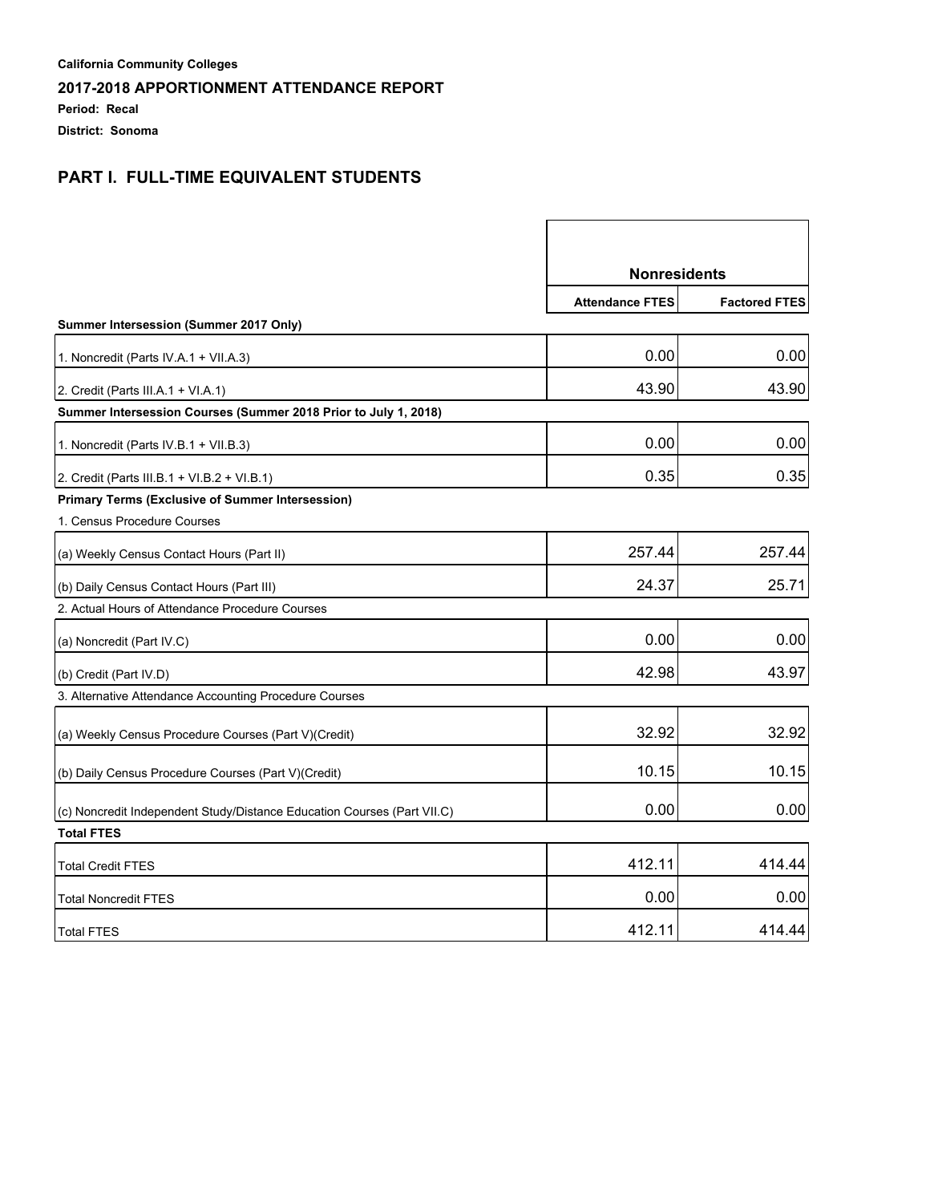**California Community Colleges**

**2017-2018 APPORTIONMENT ATTENDANCE REPORT**

**Period: Recal**

**District: Sonoma**

## PART I. FULL-TIME EQUIVALENT STUDENTS

| | Nonresidents | |
|---|---|---|
| | **Attendance FTES** | **Factored FTES** |
| **Summer Intersession (Summer 2017 Only)** | | |
| 1. Noncredit (Parts IV.A.1 + VII.A.3) | 0.00 | 0.00 |
| 2. Credit (Parts III.A.1 + VI.A.1) | 43.90 | 43.90 |
| **Summer Intersession Courses (Summer 2018 Prior to July 1, 2018)** | | |
| 1. Noncredit (Parts IV.B.1 + VII.B.3) | 0.00 | 0.00 |
| 2. Credit (Parts III.B.1 + VI.B.2 + VI.B.1) | 0.35 | 0.35 |
| **Primary Terms (Exclusive of Summer Intersession)** | | |
| 1. Census Procedure Courses | | |
| (a) Weekly Census Contact Hours (Part II) | 257.44 | 257.44 |
| (b) Daily Census Contact Hours (Part III) | 24.37 | 25.71 |
| 2. Actual Hours of Attendance Procedure Courses | | |
| (a) Noncredit (Part IV.C) | 0.00 | 0.00 |
| (b) Credit (Part IV.D) | 42.98 | 43.97 |
| 3. Alternative Attendance Accounting Procedure Courses | | |
| (a) Weekly Census Procedure Courses (Part V)(Credit) | 32.92 | 32.92 |
| (b) Daily Census Procedure Courses (Part V)(Credit) | 10.15 | 10.15 |
| (c) Noncredit Independent Study/Distance Education Courses (Part VII.C) | 0.00 | 0.00 |
| **Total FTES** | | |
| Total Credit FTES | 412.11 | 414.44 |
| Total Noncredit FTES | 0.00 | 0.00 |
| Total FTES | 412.11 | 414.44 |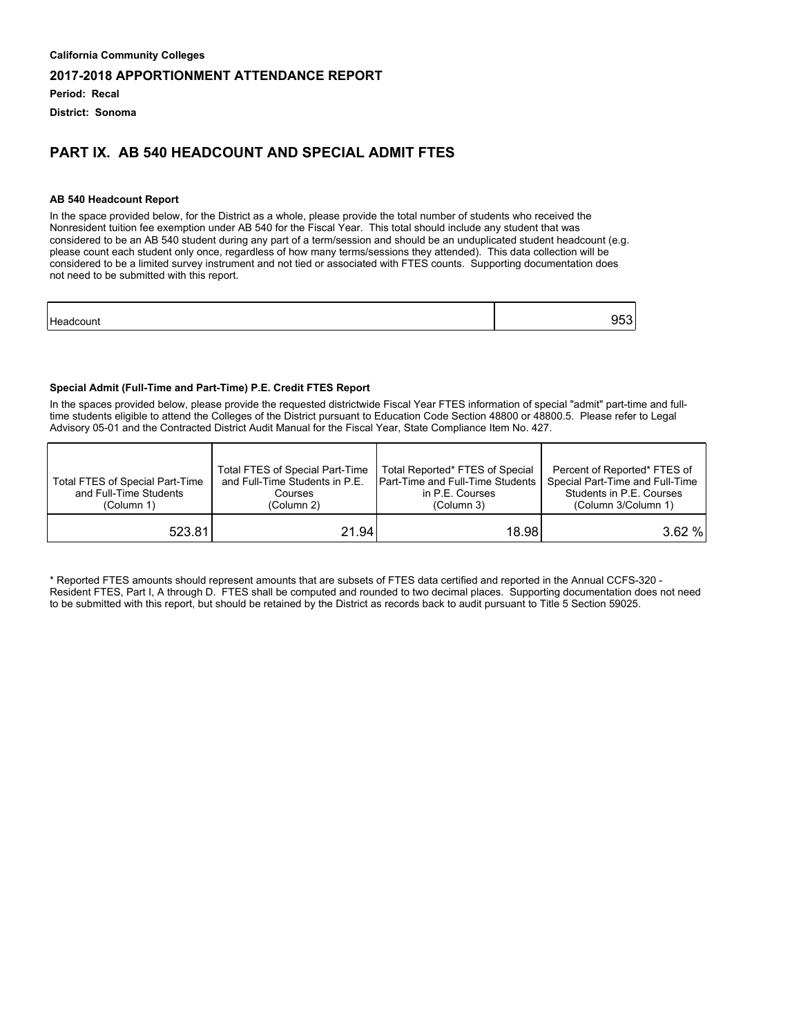**California Community Colleges**

**2017-2018 APPORTIONMENT ATTENDANCE REPORT**

**Period: Recal**

**District: Sonoma**

## PART IX. AB 540 HEADCOUNT AND SPECIAL ADMIT FTES

### AB 540 Headcount Report

In the space provided below, for the District as a whole, please provide the total number of students who received the Nonresident tuition fee exemption under AB 540 for the Fiscal Year. This total should include any student that was considered to be an AB 540 student during any part of a term/session and should be an unduplicated student headcount (e.g. please count each student only once, regardless of how many terms/sessions they attended). This data collection will be considered to be a limited survey instrument and not tied or associated with FTES counts. Supporting documentation does not need to be submitted with this report.

| Headcount | 953 |
|---|---|

### Special Admit (Full-Time and Part-Time) P.E. Credit FTES Report

In the spaces provided below, please provide the requested districtwide Fiscal Year FTES information of special "admit" part-time and full-time students eligible to attend the Colleges of the District pursuant to Education Code Section 48800 or 48800.5. Please refer to Legal Advisory 05-01 and the Contracted District Audit Manual for the Fiscal Year, State Compliance Item No. 427.

| Total FTES of Special Part-Time and Full-Time Students (Column 1) | Total FTES of Special Part-Time and Full-Time Students in P.E. Courses (Column 2) | Total Reported* FTES of Special Part-Time and Full-Time Students in P.E. Courses (Column 3) | Percent of Reported* FTES of Special Part-Time and Full-Time Students in P.E. Courses (Column 3/Column 1) |
|---|---|---|---|
| 523.81 | 21.94 | 18.98 | 3.62 % |

* Reported FTES amounts should represent amounts that are subsets of FTES data certified and reported in the Annual CCFS-320 - Resident FTES, Part I, A through D. FTES shall be computed and rounded to two decimal places. Supporting documentation does not need to be submitted with this report, but should be retained by the District as records back to audit pursuant to Title 5 Section 59025.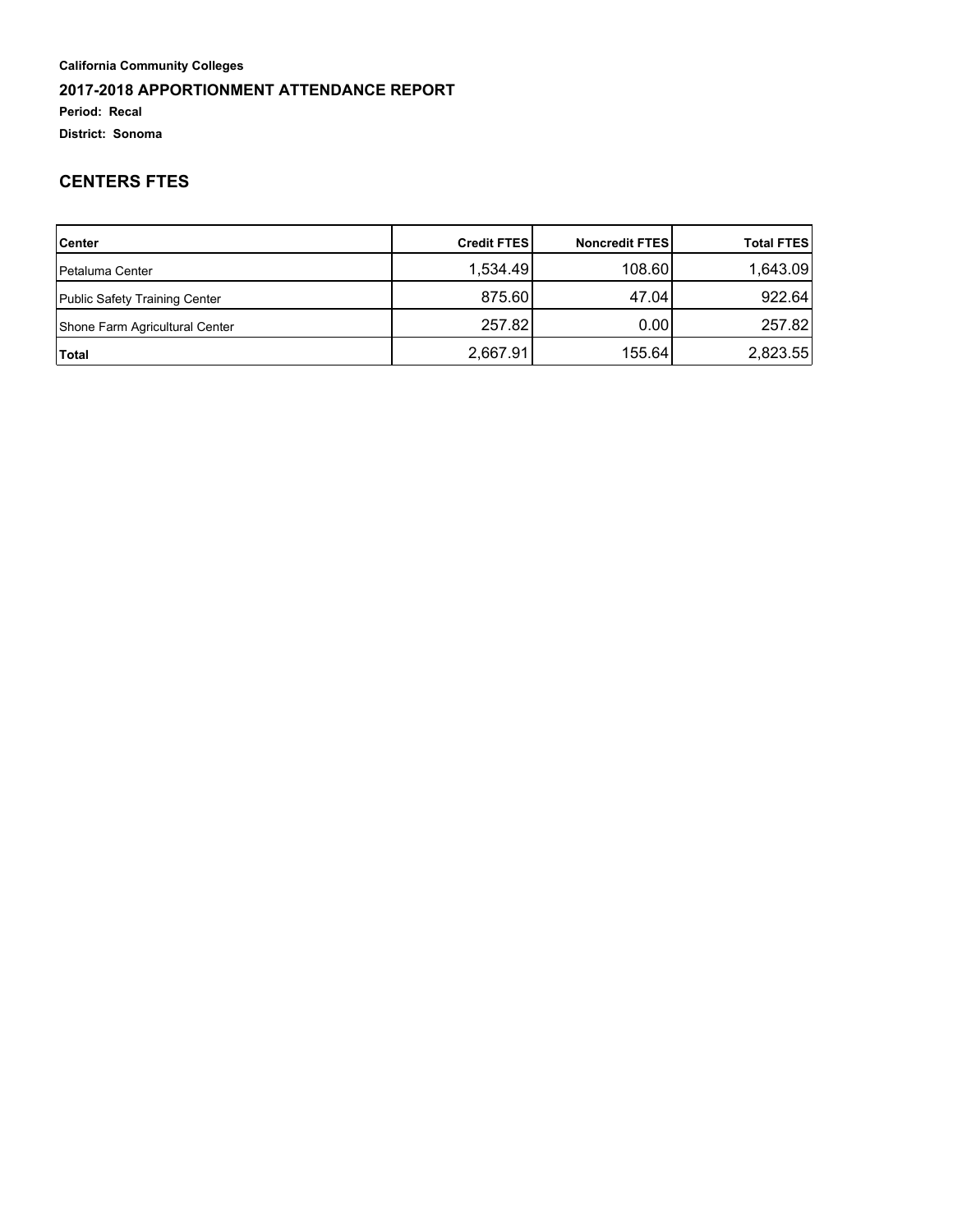**California Community Colleges**

**2017-2018 APPORTIONMENT ATTENDANCE REPORT**

**Period: Recal**

**District: Sonoma**

## CENTERS FTES

| Center | Credit FTES | Noncredit FTES | Total FTES |
|---|---|---|---|
| Petaluma Center | 1,534.49 | 108.60 | 1,643.09 |
| Public Safety Training Center | 875.60 | 47.04 | 922.64 |
| Shone Farm Agricultural Center | 257.82 | 0.00 | 257.82 |
| **Total** | 2,667.91 | 155.64 | 2,823.55 |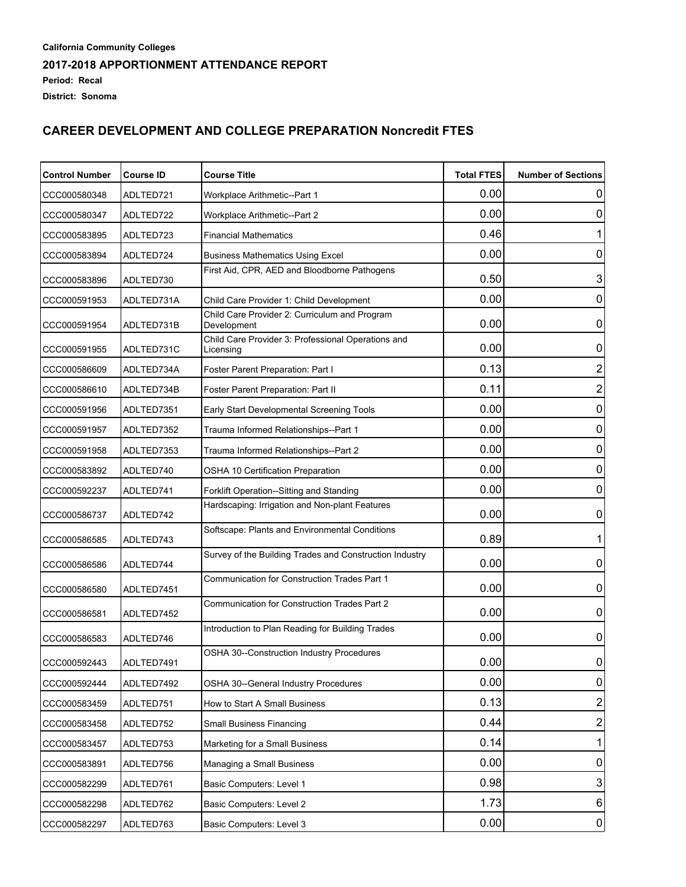**California Community Colleges**

## 2017-2018 APPORTIONMENT ATTENDANCE REPORT

**Period: Recal**

**District: Sonoma**

## CAREER DEVELOPMENT AND COLLEGE PREPARATION Noncredit FTES

| Control Number | Course ID | Course Title | Total FTES | Number of Sections |
|---|---|---|---|---|
| CCC000580348 | ADLTED721 | Workplace Arithmetic--Part 1 | 0.00 | 0 |
| CCC000580347 | ADLTED722 | Workplace Arithmetic--Part 2 | 0.00 | 0 |
| CCC000583895 | ADLTED723 | Financial Mathematics | 0.46 | 1 |
| CCC000583894 | ADLTED724 | Business Mathematics Using Excel | 0.00 | 0 |
| CCC000583896 | ADLTED730 | First Aid, CPR, AED and Bloodborne Pathogens | 0.50 | 3 |
| CCC000591953 | ADLTED731A | Child Care Provider 1: Child Development | 0.00 | 0 |
| CCC000591954 | ADLTED731B | Child Care Provider 2: Curriculum and Program Development | 0.00 | 0 |
| CCC000591955 | ADLTED731C | Child Care Provider 3: Professional Operations and Licensing | 0.00 | 0 |
| CCC000586609 | ADLTED734A | Foster Parent Preparation: Part I | 0.13 | 2 |
| CCC000586610 | ADLTED734B | Foster Parent Preparation: Part II | 0.11 | 2 |
| CCC000591956 | ADLTED7351 | Early Start Developmental Screening Tools | 0.00 | 0 |
| CCC000591957 | ADLTED7352 | Trauma Informed Relationships--Part 1 | 0.00 | 0 |
| CCC000591958 | ADLTED7353 | Trauma Informed Relationships--Part 2 | 0.00 | 0 |
| CCC000583892 | ADLTED740 | OSHA 10 Certification Preparation | 0.00 | 0 |
| CCC000592237 | ADLTED741 | Forklift Operation--Sitting and Standing | 0.00 | 0 |
| CCC000586737 | ADLTED742 | Hardscaping: Irrigation and Non-plant Features | 0.00 | 0 |
| CCC000586585 | ADLTED743 | Softscape: Plants and Environmental Conditions | 0.89 | 1 |
| CCC000586586 | ADLTED744 | Survey of the Building Trades and Construction Industry | 0.00 | 0 |
| CCC000586580 | ADLTED7451 | Communication for Construction Trades Part 1 | 0.00 | 0 |
| CCC000586581 | ADLTED7452 | Communication for Construction Trades Part 2 | 0.00 | 0 |
| CCC000586583 | ADLTED746 | Introduction to Plan Reading for Building Trades | 0.00 | 0 |
| CCC000592443 | ADLTED7491 | OSHA 30--Construction Industry Procedures | 0.00 | 0 |
| CCC000592444 | ADLTED7492 | OSHA 30--General Industry Procedures | 0.00 | 0 |
| CCC000583459 | ADLTED751 | How to Start A Small Business | 0.13 | 2 |
| CCC000583458 | ADLTED752 | Small Business Financing | 0.44 | 2 |
| CCC000583457 | ADLTED753 | Marketing for a Small Business | 0.14 | 1 |
| CCC000583891 | ADLTED756 | Managing a Small Business | 0.00 | 0 |
| CCC000582299 | ADLTED761 | Basic Computers: Level 1 | 0.98 | 3 |
| CCC000582298 | ADLTED762 | Basic Computers: Level 2 | 1.73 | 6 |
| CCC000582297 | ADLTED763 | Basic Computers: Level 3 | 0.00 | 0 |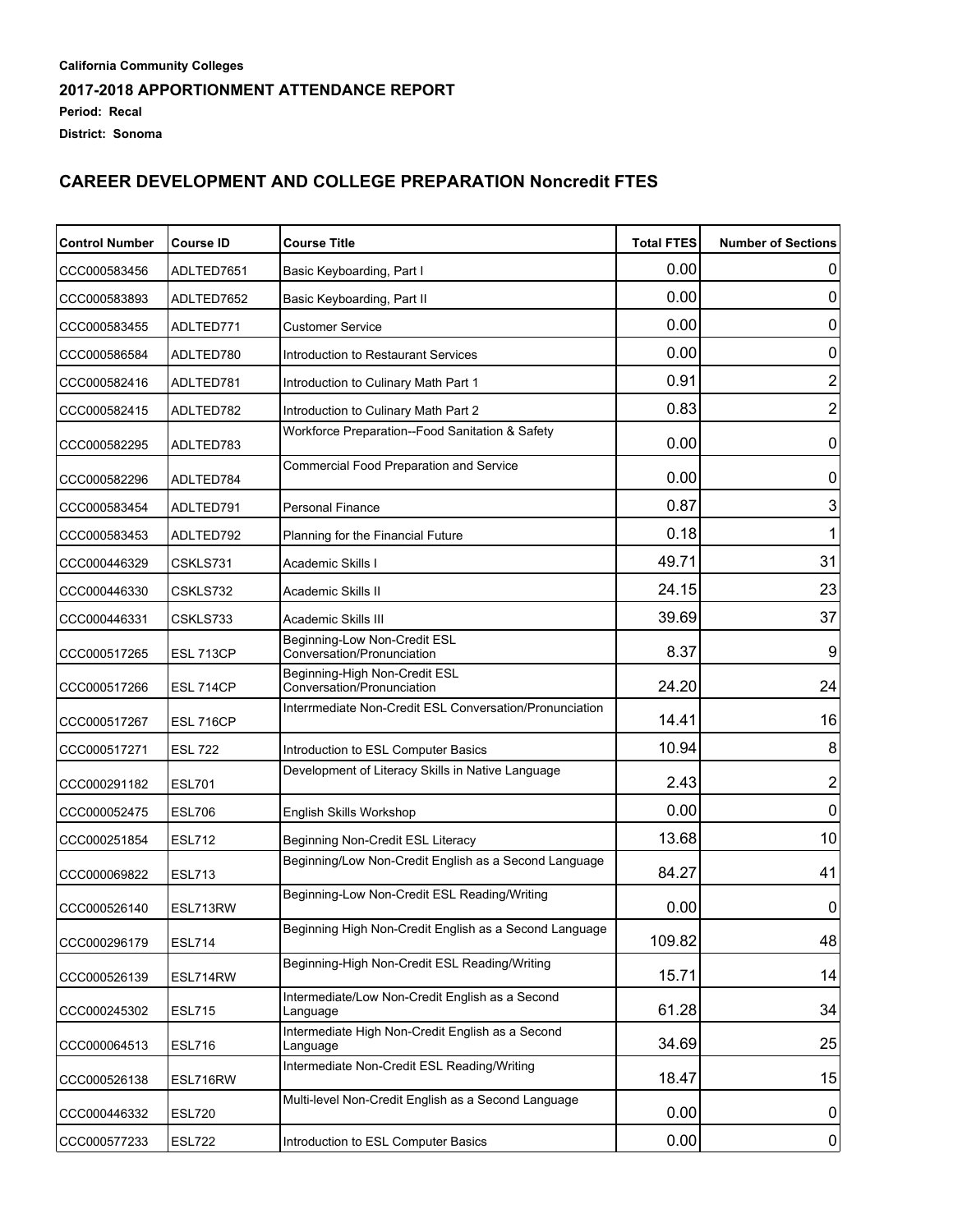**California Community Colleges**

**2017-2018 APPORTIONMENT ATTENDANCE REPORT**

**Period: Recal**

**District: Sonoma**

## CAREER DEVELOPMENT AND COLLEGE PREPARATION Noncredit FTES

| Control Number | Course ID | Course Title | Total FTES | Number of Sections |
|---|---|---|---|---|
| CCC000583456 | ADLTED7651 | Basic Keyboarding, Part I | 0.00 | 0 |
| CCC000583893 | ADLTED7652 | Basic Keyboarding, Part II | 0.00 | 0 |
| CCC000583455 | ADLTED771 | Customer Service | 0.00 | 0 |
| CCC000586584 | ADLTED780 | Introduction to Restaurant Services | 0.00 | 0 |
| CCC000582416 | ADLTED781 | Introduction to Culinary Math Part 1 | 0.91 | 2 |
| CCC000582415 | ADLTED782 | Introduction to Culinary Math Part 2 | 0.83 | 2 |
| CCC000582295 | ADLTED783 | Workforce Preparation--Food Sanitation & Safety | 0.00 | 0 |
| CCC000582296 | ADLTED784 | Commercial Food Preparation and Service | 0.00 | 0 |
| CCC000583454 | ADLTED791 | Personal Finance | 0.87 | 3 |
| CCC000583453 | ADLTED792 | Planning for the Financial Future | 0.18 | 1 |
| CCC000446329 | CSKLS731 | Academic Skills I | 49.71 | 31 |
| CCC000446330 | CSKLS732 | Academic Skills II | 24.15 | 23 |
| CCC000446331 | CSKLS733 | Academic Skills III | 39.69 | 37 |
| CCC000517265 | ESL 713CP | Beginning-Low Non-Credit ESL Conversation/Pronunciation | 8.37 | 9 |
| CCC000517266 | ESL 714CP | Beginning-High Non-Credit ESL Conversation/Pronunciation | 24.20 | 24 |
| CCC000517267 | ESL 716CP | Interrmediate Non-Credit ESL Conversation/Pronunciation | 14.41 | 16 |
| CCC000517271 | ESL 722 | Introduction to ESL Computer Basics | 10.94 | 8 |
| CCC000291182 | ESL701 | Development of Literacy Skills in Native Language | 2.43 | 2 |
| CCC000052475 | ESL706 | English Skills Workshop | 0.00 | 0 |
| CCC000251854 | ESL712 | Beginning Non-Credit ESL Literacy | 13.68 | 10 |
| CCC000069822 | ESL713 | Beginning/Low Non-Credit English as a Second Language | 84.27 | 41 |
| CCC000526140 | ESL713RW | Beginning-Low Non-Credit ESL Reading/Writing | 0.00 | 0 |
| CCC000296179 | ESL714 | Beginning High Non-Credit English as a Second Language | 109.82 | 48 |
| CCC000526139 | ESL714RW | Beginning-High Non-Credit ESL Reading/Writing | 15.71 | 14 |
| CCC000245302 | ESL715 | Intermediate/Low Non-Credit English as a Second Language | 61.28 | 34 |
| CCC000064513 | ESL716 | Intermediate High Non-Credit English as a Second Language | 34.69 | 25 |
| CCC000526138 | ESL716RW | Intermediate Non-Credit ESL Reading/Writing | 18.47 | 15 |
| CCC000446332 | ESL720 | Multi-level Non-Credit English as a Second Language | 0.00 | 0 |
| CCC000577233 | ESL722 | Introduction to ESL Computer Basics | 0.00 | 0 |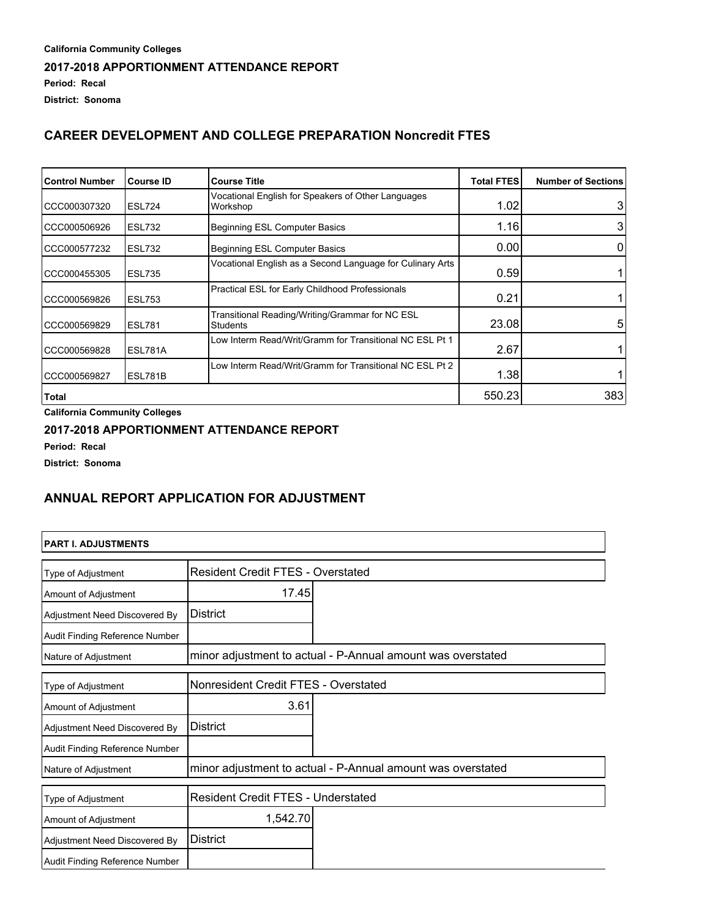**California Community Colleges**

**2017-2018 APPORTIONMENT ATTENDANCE REPORT**

**Period: Recal**

**District: Sonoma**

## CAREER DEVELOPMENT AND COLLEGE PREPARATION Noncredit FTES

| Control Number | Course ID | Course Title | Total FTES | Number of Sections |
|---|---|---|---|---|
| CCC000307320 | ESL724 | Vocational English for Speakers of Other Languages Workshop | 1.02 | 3 |
| CCC000506926 | ESL732 | Beginning ESL Computer Basics | 1.16 | 3 |
| CCC000577232 | ESL732 | Beginning ESL Computer Basics | 0.00 | 0 |
| CCC000455305 | ESL735 | Vocational English as a Second Language for Culinary Arts | 0.59 | 1 |
| CCC000569826 | ESL753 | Practical ESL for Early Childhood Professionals | 0.21 | 1 |
| CCC000569829 | ESL781 | Transitional Reading/Writing/Grammar for NC ESL Students | 23.08 | 5 |
| CCC000569828 | ESL781A | Low Interm Read/Writ/Gramm for Transitional NC ESL Pt 1 | 2.67 | 1 |
| CCC000569827 | ESL781B | Low Interm Read/Writ/Gramm for Transitional NC ESL Pt 2 | 1.38 | 1 |
| **Total** | | | 550.23 | 383 |

**California Community Colleges**

**2017-2018 APPORTIONMENT ATTENDANCE REPORT**

**Period: Recal**

**District: Sonoma**

## ANNUAL REPORT APPLICATION FOR ADJUSTMENT

**PART I. ADJUSTMENTS**

| | |
|---|---|
| Type of Adjustment | Resident Credit FTES - Overstated |
| Amount of Adjustment | 17.45 |
| Adjustment Need Discovered By | District |
| Audit Finding Reference Number | |
| Nature of Adjustment | minor adjustment to actual - P-Annual amount was overstated |

| | |
|---|---|
| Type of Adjustment | Nonresident Credit FTES - Overstated |
| Amount of Adjustment | 3.61 |
| Adjustment Need Discovered By | District |
| Audit Finding Reference Number | |
| Nature of Adjustment | minor adjustment to actual - P-Annual amount was overstated |

| | |
|---|---|
| Type of Adjustment | Resident Credit FTES - Understated |
| Amount of Adjustment | 1,542.70 |
| Adjustment Need Discovered By | District |
| Audit Finding Reference Number | |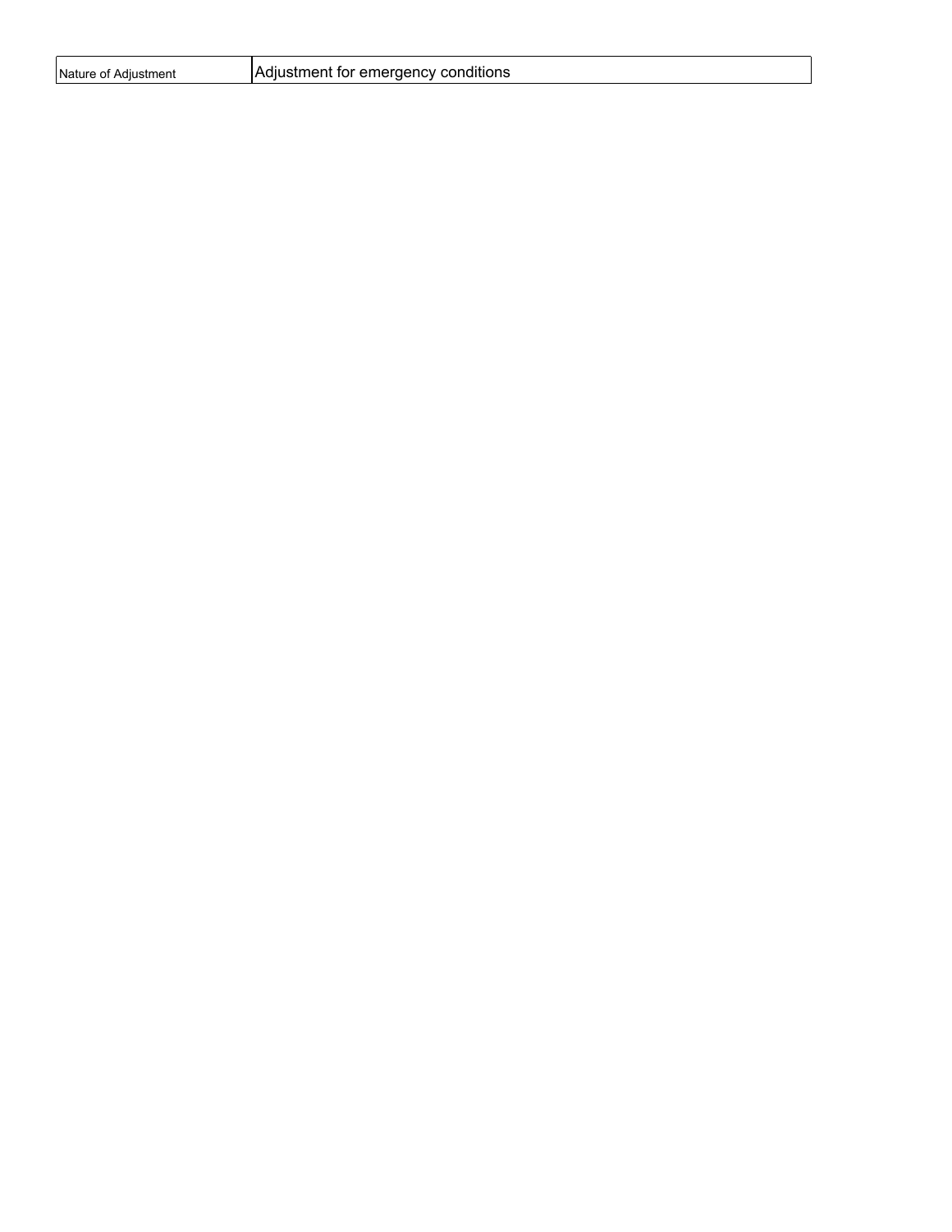| | |
|---|---|
| Nature of Adjustment | Adjustment for emergency conditions |